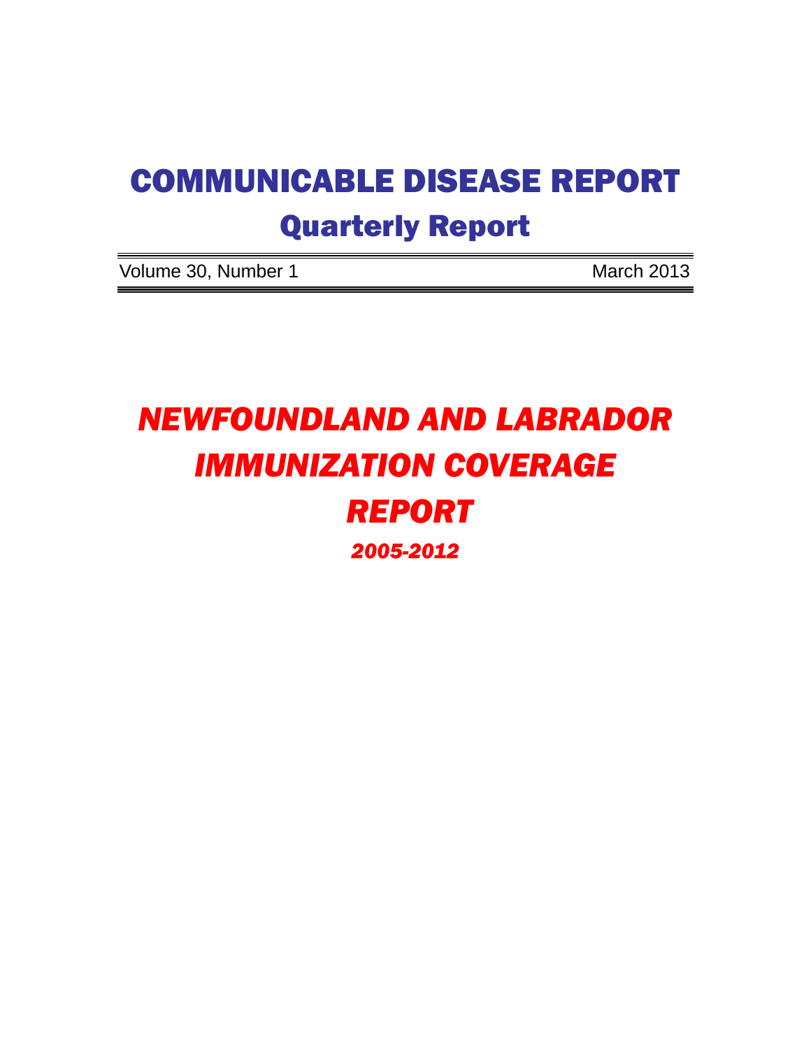# COMMUNICABLE DISEASE REPORT

## Quarterly Report

Volume 30, Number 1 — March 2013

# *NEWFOUNDLAND AND LABRADOR IMMUNIZATION COVERAGE REPORT*

## *2005-2012*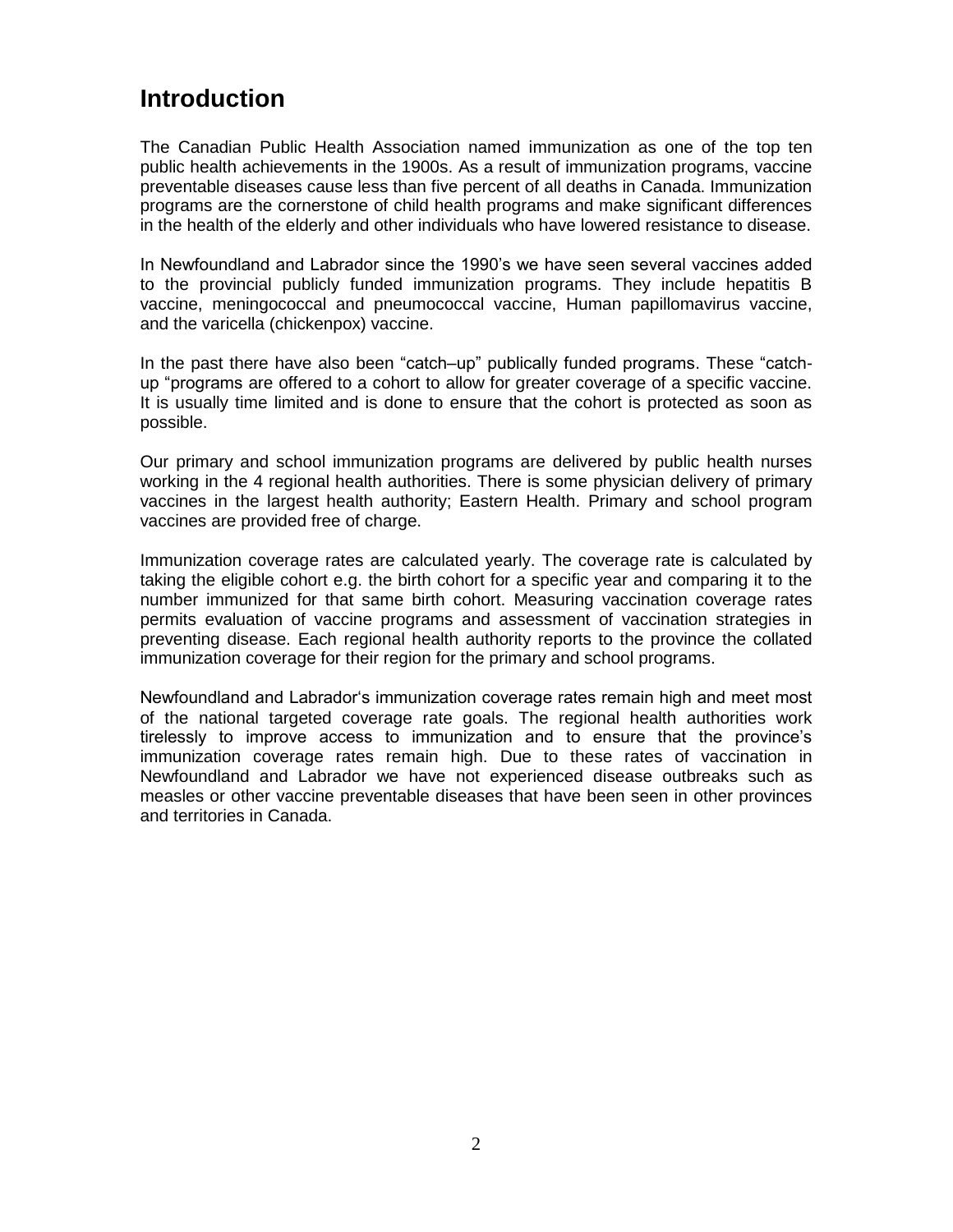# Introduction

The Canadian Public Health Association named immunization as one of the top ten public health achievements in the 1900s. As a result of immunization programs, vaccine preventable diseases cause less than five percent of all deaths in Canada. Immunization programs are the cornerstone of child health programs and make significant differences in the health of the elderly and other individuals who have lowered resistance to disease.

In Newfoundland and Labrador since the 1990's we have seen several vaccines added to the provincial publicly funded immunization programs. They include hepatitis B vaccine, meningococcal and pneumococcal vaccine, Human papillomavirus vaccine, and the varicella (chickenpox) vaccine.

In the past there have also been "catch–up" publically funded programs. These "catch-up "programs are offered to a cohort to allow for greater coverage of a specific vaccine. It is usually time limited and is done to ensure that the cohort is protected as soon as possible.

Our primary and school immunization programs are delivered by public health nurses working in the 4 regional health authorities. There is some physician delivery of primary vaccines in the largest health authority; Eastern Health. Primary and school program vaccines are provided free of charge.

Immunization coverage rates are calculated yearly. The coverage rate is calculated by taking the eligible cohort e.g. the birth cohort for a specific year and comparing it to the number immunized for that same birth cohort. Measuring vaccination coverage rates permits evaluation of vaccine programs and assessment of vaccination strategies in preventing disease. Each regional health authority reports to the province the collated immunization coverage for their region for the primary and school programs.

Newfoundland and Labrador's immunization coverage rates remain high and meet most of the national targeted coverage rate goals. The regional health authorities work tirelessly to improve access to immunization and to ensure that the province's immunization coverage rates remain high. Due to these rates of vaccination in Newfoundland and Labrador we have not experienced disease outbreaks such as measles or other vaccine preventable diseases that have been seen in other provinces and territories in Canada.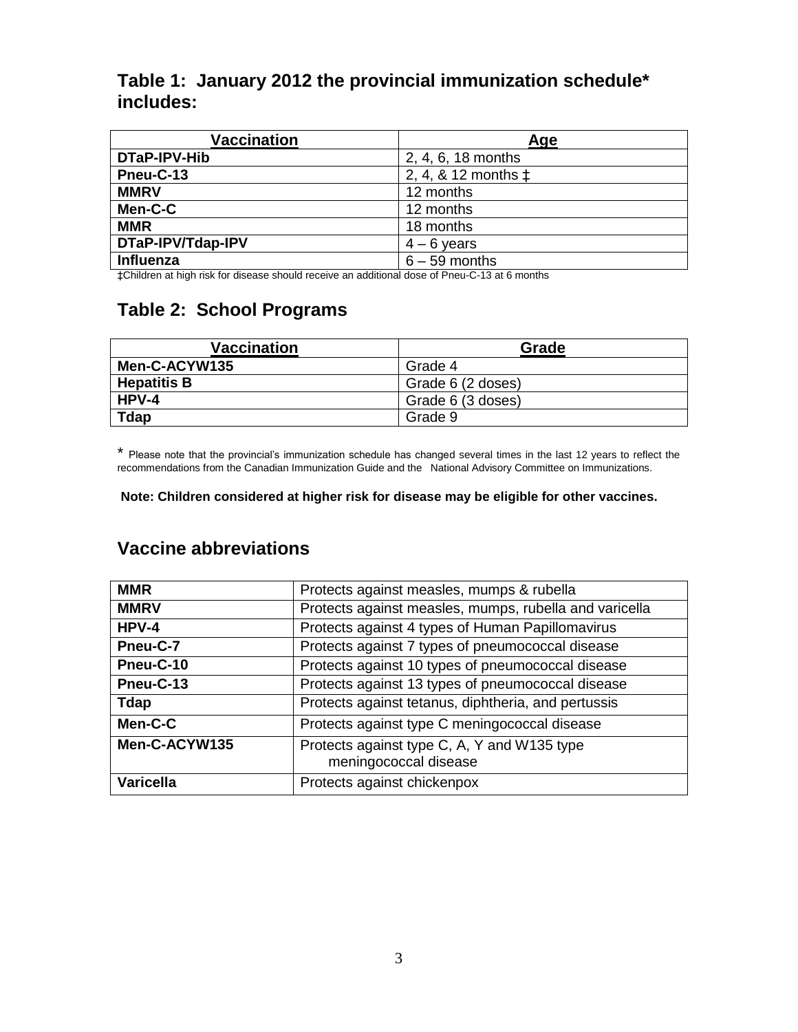## Table 1: January 2012 the provincial immunization schedule* includes:

| Vaccination | Age |
|---|---|
| **DTaP-IPV-Hib** | 2, 4, 6, 18 months |
| **Pneu-C-13** | 2, 4, & 12 months ‡ |
| **MMRV** | 12 months |
| **Men-C-C** | 12 months |
| **MMR** | 18 months |
| **DTaP-IPV/Tdap-IPV** | 4 – 6 years |
| **Influenza** | 6 – 59 months |

‡Children at high risk for disease should receive an additional dose of Pneu-C-13 at 6 months

## Table 2: School Programs

| Vaccination | Grade |
|---|---|
| **Men-C-ACYW135** | Grade 4 |
| **Hepatitis B** | Grade 6 (2 doses) |
| **HPV-4** | Grade 6 (3 doses) |
| **Tdap** | Grade 9 |

* Please note that the provincial's immunization schedule has changed several times in the last 12 years to reflect the recommendations from the Canadian Immunization Guide and the National Advisory Committee on Immunizations.

**Note: Children considered at higher risk for disease may be eligible for other vaccines.**

## Vaccine abbreviations

| | |
|---|---|
| **MMR** | Protects against measles, mumps & rubella |
| **MMRV** | Protects against measles, mumps, rubella and varicella |
| **HPV-4** | Protects against 4 types of Human Papillomavirus |
| **Pneu-C-7** | Protects against 7 types of pneumococcal disease |
| **Pneu-C-10** | Protects against 10 types of pneumococcal disease |
| **Pneu-C-13** | Protects against 13 types of pneumococcal disease |
| **Tdap** | Protects against tetanus, diphtheria, and pertussis |
| **Men-C-C** | Protects against type C meningococcal disease |
| **Men-C-ACYW135** | Protects against type C, A, Y and W135 type meningococcal disease |
| **Varicella** | Protects against chickenpox |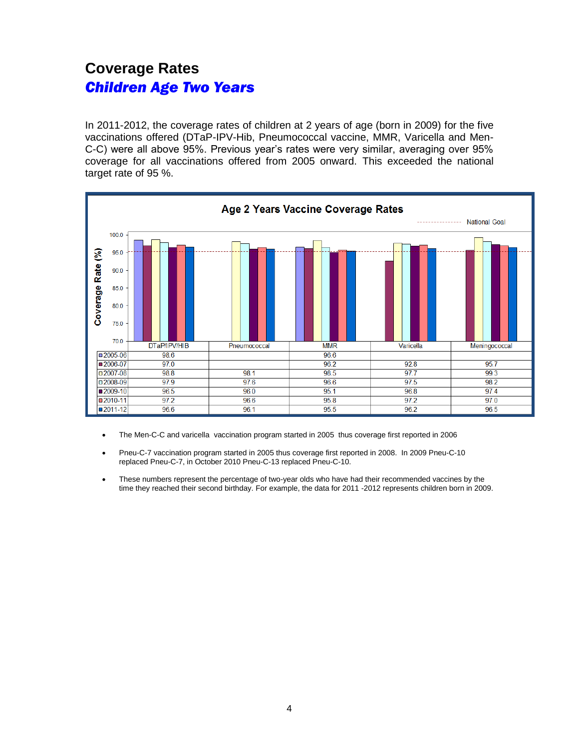## Coverage Rates

### *Children Age Two Years*

In 2011-2012, the coverage rates of children at 2 years of age (born in 2009) for the five vaccinations offered (DTaP-IPV-Hib, Pneumococcal vaccine, MMR, Varicella and Men-C-C) were all above 95%. Previous year's rates were very similar, averaging over 95% coverage for all vaccinations offered from 2005 onward. This exceeded the national target rate of 95 %.

**Age 2 Years Vaccine Coverage Rates**

| | DTaP/IPV/HIB | Pneumococcal | MMR | Varicella | Meningococcal |
|---|---|---|---|---|---|
| 2005-06 | 98.6 | | 96.6 | | |
| 2006-07 | 97.0 | | 96.2 | 92.8 | 95.7 |
| 2007-08 | 98.8 | 98.1 | 98.5 | 97.7 | 99.3 |
| 2008-09 | 97.9 | 97.6 | 96.6 | 97.5 | 98.2 |
| 2009-10 | 96.5 | 96.0 | 95.1 | 96.8 | 97.4 |
| 2010-11 | 97.2 | 96.6 | 95.8 | 97.2 | 97.0 |
| 2011-12 | 96.6 | 96.1 | 95.5 | 96.2 | 96.5 |

- The Men-C-C and varicella vaccination program started in 2005 thus coverage first reported in 2006
- Pneu-C-7 vaccination program started in 2005 thus coverage first reported in 2008. In 2009 Pneu-C-10 replaced Pneu-C-7, in October 2010 Pneu-C-13 replaced Pneu-C-10.
- These numbers represent the percentage of two-year olds who have had their recommended vaccines by the time they reached their second birthday. For example, the data for 2011 -2012 represents children born in 2009.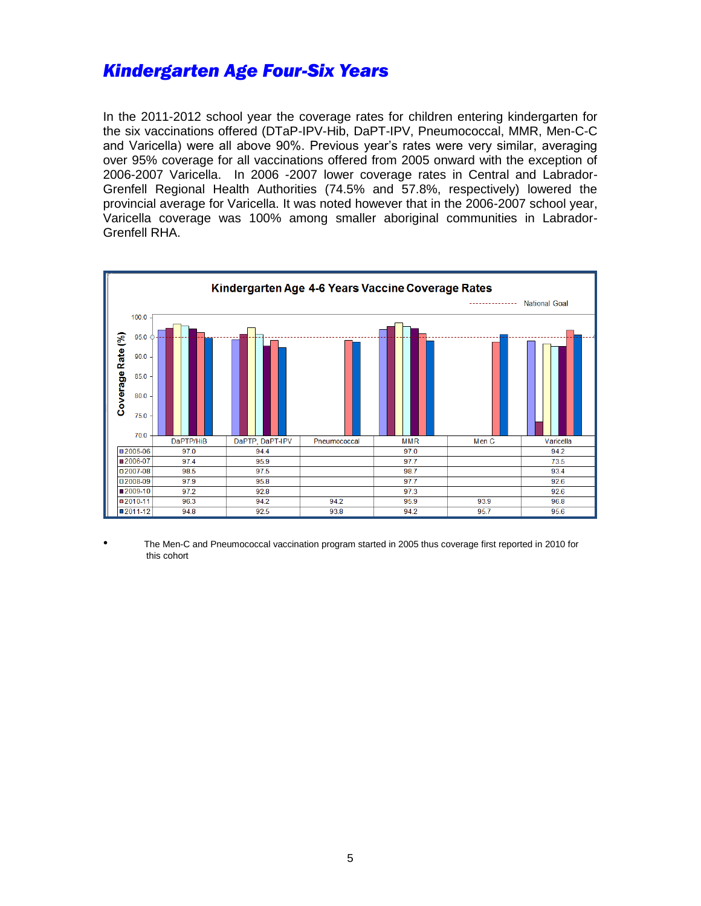## *Kindergarten Age Four-Six Years*

In the 2011-2012 school year the coverage rates for children entering kindergarten for the six vaccinations offered (DTaP-IPV-Hib, DaPT-IPV, Pneumococcal, MMR, Men-C-C and Varicella) were all above 90%. Previous year's rates were very similar, averaging over 95% coverage for all vaccinations offered from 2005 onward with the exception of 2006-2007 Varicella. In 2006 -2007 lower coverage rates in Central and Labrador-Grenfell Regional Health Authorities (74.5% and 57.8%, respectively) lowered the provincial average for Varicella. It was noted however that in the 2006-2007 school year, Varicella coverage was 100% among smaller aboriginal communities in Labrador-Grenfell RHA.

**Kindergarten Age 4-6 Years Vaccine Coverage Rates**

| | DaPTP/HiB | DaPTP, DaPT-IPV | Pneumococcal | MMR | Men C | Varicella |
|---|---|---|---|---|---|---|
| 2005-06 | 97.0 | 94.4 | | 97.0 | | 94.2 |
| 2006-07 | 97.4 | 95.9 | | 97.7 | | 73.5 |
| 2007-08 | 98.5 | 97.5 | | 98.7 | | 93.4 |
| 2008-09 | 97.9 | 95.8 | | 97.7 | | 92.6 |
| 2009-10 | 97.2 | 92.8 | | 97.3 | | 92.6 |
| 2010-11 | 96.3 | 94.2 | 94.2 | 95.9 | 93.9 | 96.8 |
| 2011-12 | 94.8 | 92.5 | 93.8 | 94.2 | 95.7 | 95.6 |

- The Men-C and Pneumococcal vaccination program started in 2005 thus coverage first reported in 2010 for this cohort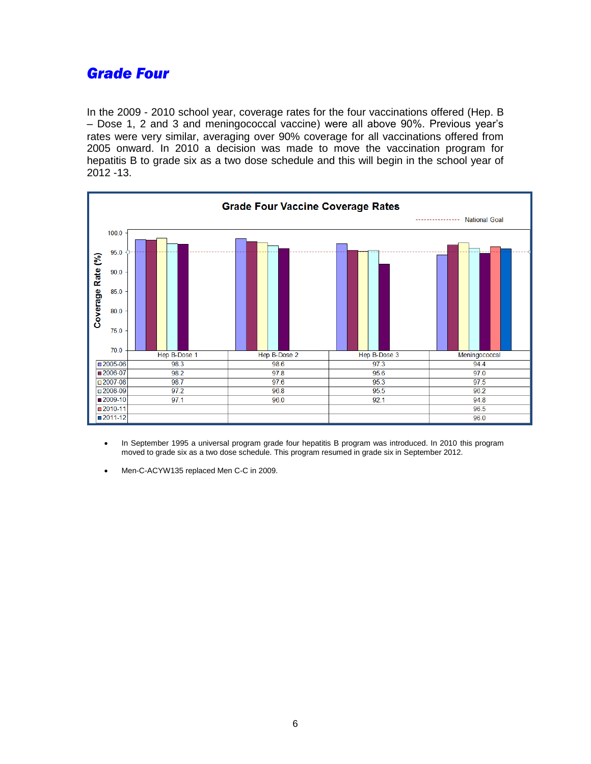## *Grade Four*

In the 2009 - 2010 school year, coverage rates for the four vaccinations offered (Hep. B – Dose 1, 2 and 3 and meningococcal vaccine) were all above 90%. Previous year's rates were very similar, averaging over 90% coverage for all vaccinations offered from 2005 onward. In 2010 a decision was made to move the vaccination program for hepatitis B to grade six as a two dose schedule and this will begin in the school year of 2012 -13.

**Grade Four Vaccine Coverage Rates**

| | Hep B-Dose 1 | Hep B-Dose 2 | Hep B-Dose 3 | Meningococcal |
|---|---|---|---|---|
| 2005-06 | 98.3 | 98.6 | 97.3 | 94.4 |
| 2006-07 | 98.2 | 97.8 | 95.6 | 97.0 |
| 2007-08 | 98.7 | 97.6 | 95.3 | 97.5 |
| 2008-09 | 97.2 | 96.8 | 95.5 | 96.2 |
| 2009-10 | 97.1 | 96.0 | 92.1 | 94.8 |
| 2010-11 | | | | 96.5 |
| 2011-12 | | | | 96.0 |

- In September 1995 a universal program grade four hepatitis B program was introduced. In 2010 this program moved to grade six as a two dose schedule. This program resumed in grade six in September 2012.
- Men-C-ACYW135 replaced Men C-C in 2009.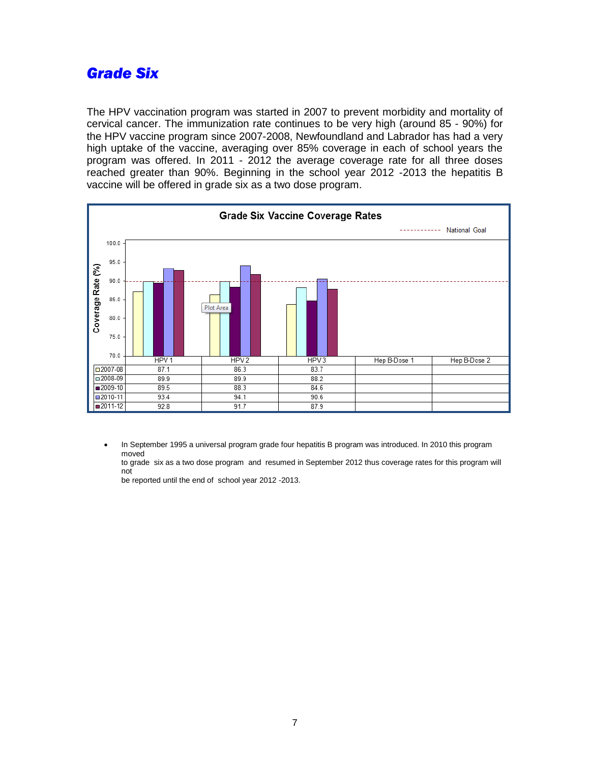## *Grade Six*

The HPV vaccination program was started in 2007 to prevent morbidity and mortality of cervical cancer. The immunization rate continues to be very high (around 85 - 90%) for the HPV vaccine program since 2007-2008, Newfoundland and Labrador has had a very high uptake of the vaccine, averaging over 85% coverage in each of school years the program was offered. In 2011 - 2012 the average coverage rate for all three doses reached greater than 90%. Beginning in the school year 2012 -2013 the hepatitis B vaccine will be offered in grade six as a two dose program.

**Grade Six Vaccine Coverage Rates**

| | HPV 1 | HPV 2 | HPV 3 | Hep B-Dose 1 | Hep B-Dose 2 |
|---|---|---|---|---|---|
| 2007-08 | 87.1 | 86.3 | 83.7 | | |
| 2008-09 | 89.9 | 89.9 | 88.2 | | |
| 2009-10 | 89.5 | 88.3 | 84.6 | | |
| 2010-11 | 93.4 | 94.1 | 90.6 | | |
| 2011-12 | 92.8 | 91.7 | 87.9 | | |

- In September 1995 a universal program grade four hepatitis B program was introduced. In 2010 this program moved to grade six as a two dose program and resumed in September 2012 thus coverage rates for this program will not be reported until the end of school year 2012 -2013.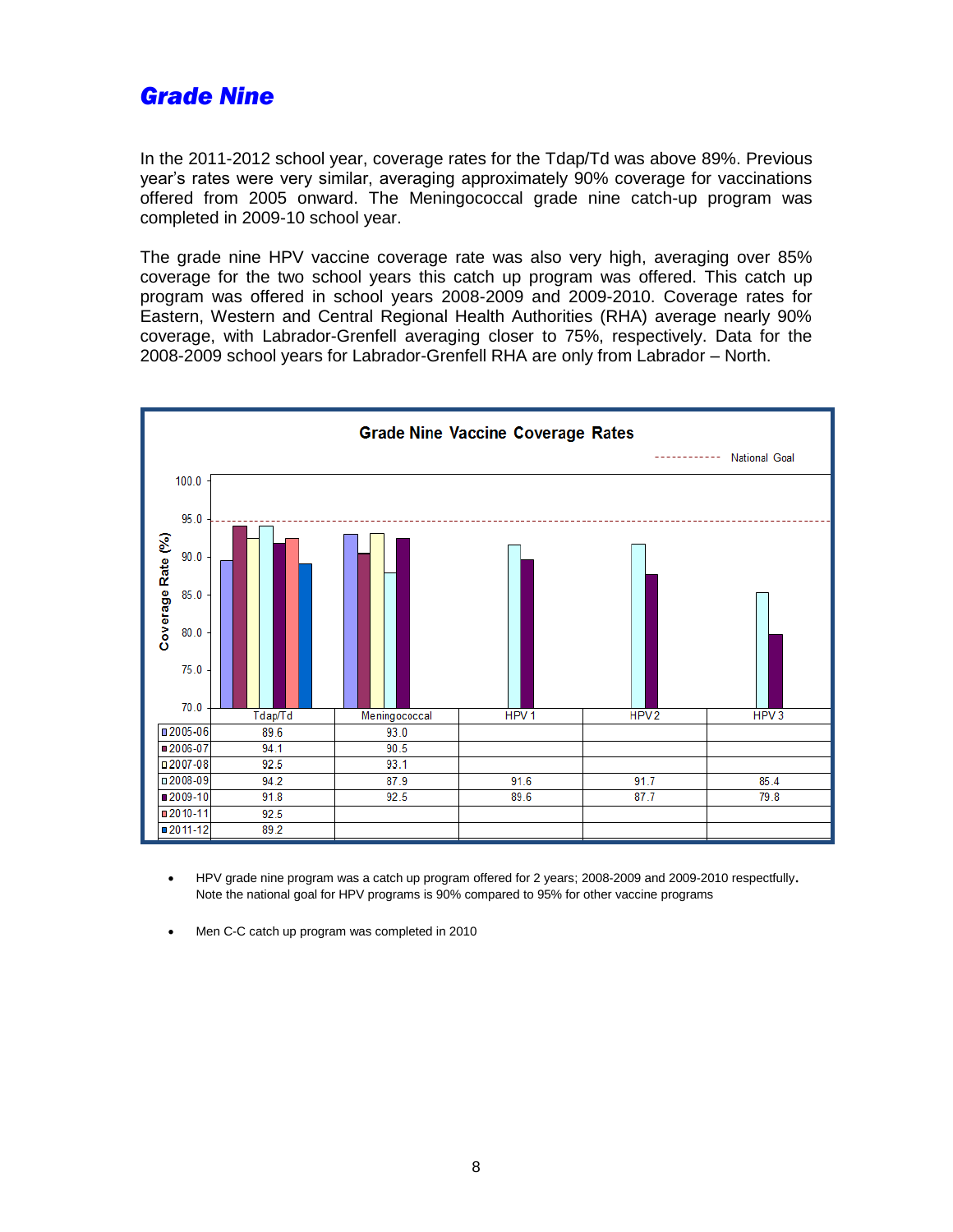## Grade Nine

In the 2011-2012 school year, coverage rates for the Tdap/Td was above 89%. Previous year's rates were very similar, averaging approximately 90% coverage for vaccinations offered from 2005 onward. The Meningococcal grade nine catch-up program was completed in 2009-10 school year.

The grade nine HPV vaccine coverage rate was also very high, averaging over 85% coverage for the two school years this catch up program was offered. This catch up program was offered in school years 2008-2009 and 2009-2010. Coverage rates for Eastern, Western and Central Regional Health Authorities (RHA) average nearly 90% coverage, with Labrador-Grenfell averaging closer to 75%, respectively. Data for the 2008-2009 school years for Labrador-Grenfell RHA are only from Labrador – North.

**Grade Nine Vaccine Coverage Rates**

| | Tdap/Td | Meningococcal | HPV 1 | HPV 2 | HPV 3 |
|---|---|---|---|---|---|
| 2005-06 | 89.6 | 93.0 | | | |
| 2006-07 | 94.1 | 90.5 | | | |
| 2007-08 | 92.5 | 93.1 | | | |
| 2008-09 | 94.2 | 87.9 | 91.6 | 91.7 | 85.4 |
| 2009-10 | 91.8 | 92.5 | 89.6 | 87.7 | 79.8 |
| 2010-11 | 92.5 | | | | |
| 2011-12 | 89.2 | | | | |

- HPV grade nine program was a catch up program offered for 2 years; 2008-2009 and 2009-2010 respectfully. Note the national goal for HPV programs is 90% compared to 95% for other vaccine programs
- Men C-C catch up program was completed in 2010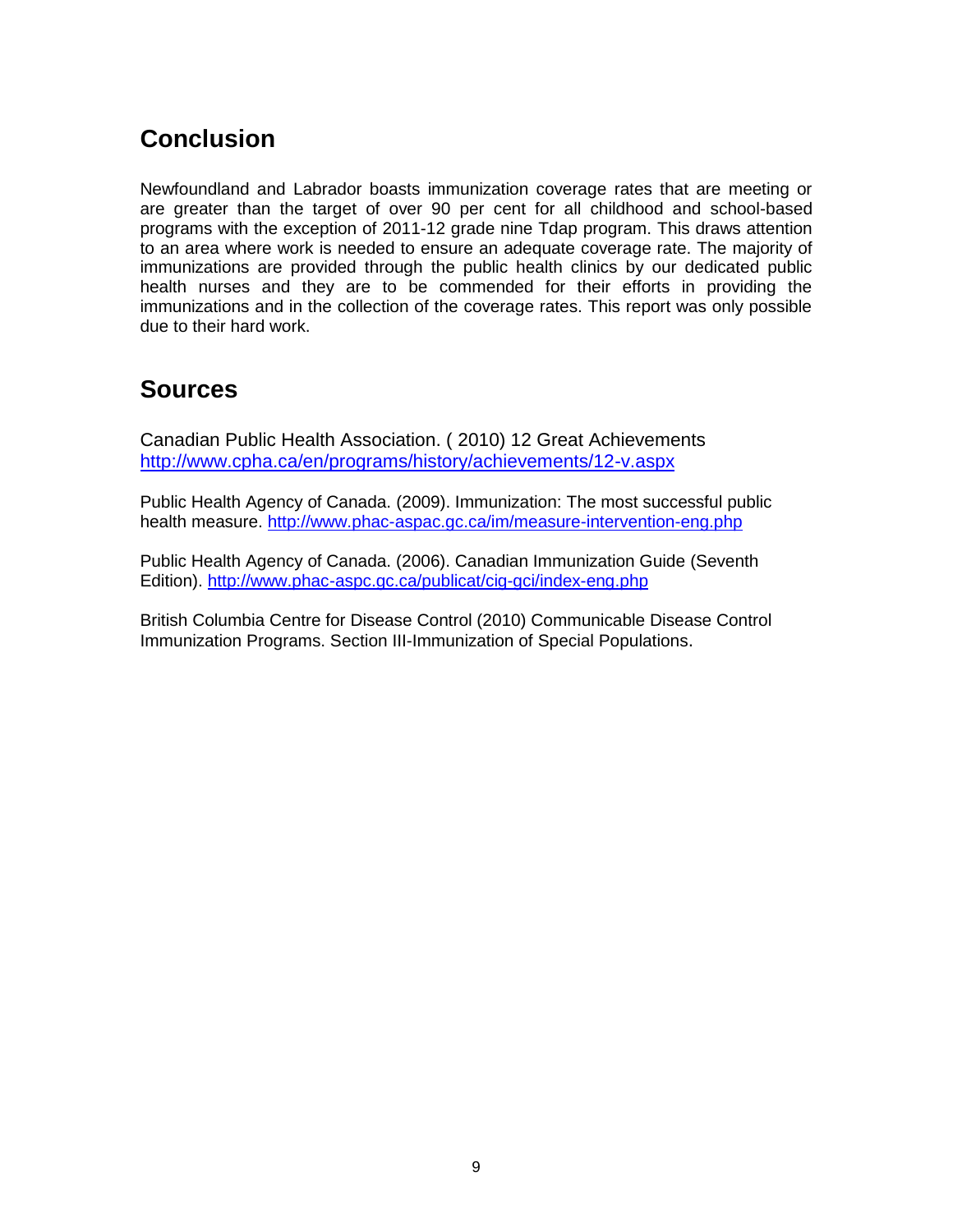## Conclusion

Newfoundland and Labrador boasts immunization coverage rates that are meeting or are greater than the target of over 90 per cent for all childhood and school-based programs with the exception of 2011-12 grade nine Tdap program. This draws attention to an area where work is needed to ensure an adequate coverage rate. The majority of immunizations are provided through the public health clinics by our dedicated public health nurses and they are to be commended for their efforts in providing the immunizations and in the collection of the coverage rates. This report was only possible due to their hard work.

## Sources

Canadian Public Health Association. ( 2010) 12 Great Achievements
http://www.cpha.ca/en/programs/history/achievements/12-v.aspx

Public Health Agency of Canada. (2009). Immunization: The most successful public health measure. http://www.phac-aspac.gc.ca/im/measure-intervention-eng.php

Public Health Agency of Canada. (2006). Canadian Immunization Guide (Seventh Edition). http://www.phac-aspc.gc.ca/publicat/cig-gci/index-eng.php

British Columbia Centre for Disease Control (2010) Communicable Disease Control Immunization Programs. Section III-Immunization of Special Populations.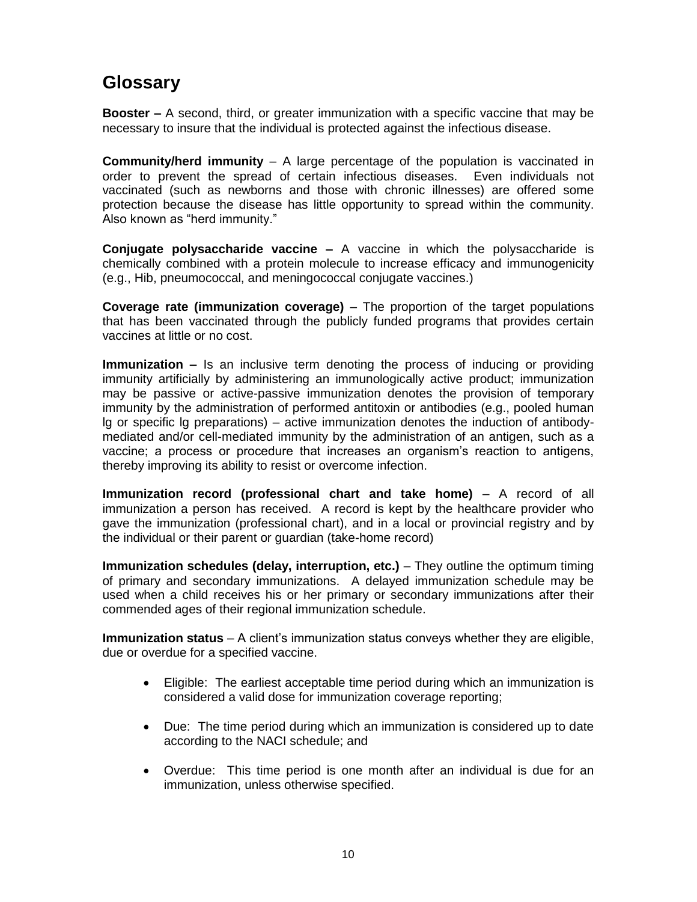# Glossary

**Booster –** A second, third, or greater immunization with a specific vaccine that may be necessary to insure that the individual is protected against the infectious disease.

**Community/herd immunity** – A large percentage of the population is vaccinated in order to prevent the spread of certain infectious diseases. Even individuals not vaccinated (such as newborns and those with chronic illnesses) are offered some protection because the disease has little opportunity to spread within the community. Also known as "herd immunity."

**Conjugate polysaccharide vaccine –** A vaccine in which the polysaccharide is chemically combined with a protein molecule to increase efficacy and immunogenicity (e.g., Hib, pneumococcal, and meningococcal conjugate vaccines.)

**Coverage rate (immunization coverage)** – The proportion of the target populations that has been vaccinated through the publicly funded programs that provides certain vaccines at little or no cost.

**Immunization –** Is an inclusive term denoting the process of inducing or providing immunity artificially by administering an immunologically active product; immunization may be passive or active-passive immunization denotes the provision of temporary immunity by the administration of performed antitoxin or antibodies (e.g., pooled human lg or specific lg preparations) – active immunization denotes the induction of antibody-mediated and/or cell-mediated immunity by the administration of an antigen, such as a vaccine; a process or procedure that increases an organism's reaction to antigens, thereby improving its ability to resist or overcome infection.

**Immunization record (professional chart and take home)** – A record of all immunization a person has received. A record is kept by the healthcare provider who gave the immunization (professional chart), and in a local or provincial registry and by the individual or their parent or guardian (take-home record)

**Immunization schedules (delay, interruption, etc.)** – They outline the optimum timing of primary and secondary immunizations. A delayed immunization schedule may be used when a child receives his or her primary or secondary immunizations after their commended ages of their regional immunization schedule.

**Immunization status** – A client's immunization status conveys whether they are eligible, due or overdue for a specified vaccine.

- Eligible: The earliest acceptable time period during which an immunization is considered a valid dose for immunization coverage reporting;
- Due: The time period during which an immunization is considered up to date according to the NACI schedule; and
- Overdue: This time period is one month after an individual is due for an immunization, unless otherwise specified.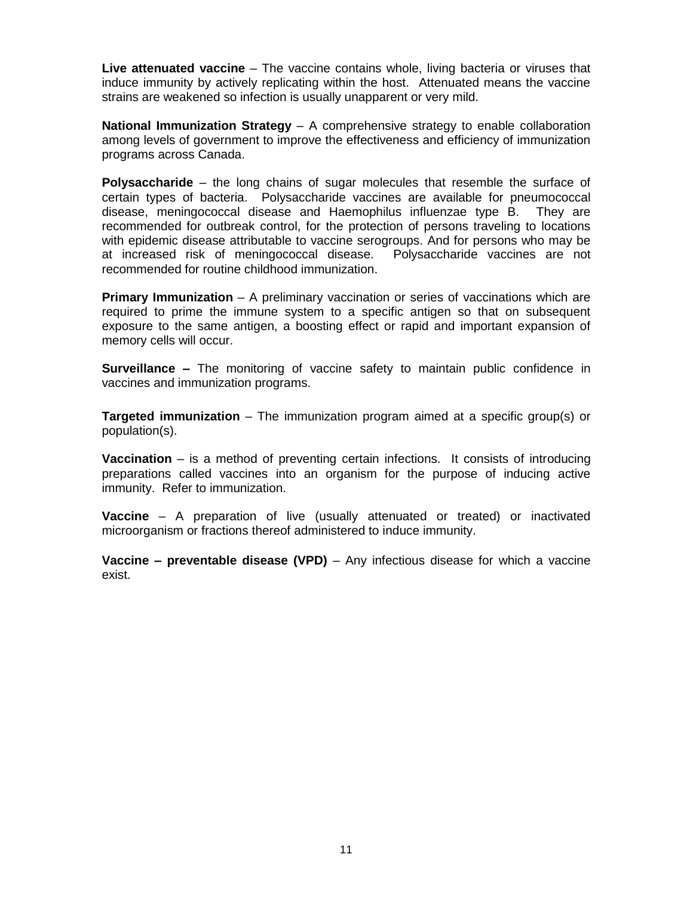**Live attenuated vaccine** – The vaccine contains whole, living bacteria or viruses that induce immunity by actively replicating within the host. Attenuated means the vaccine strains are weakened so infection is usually unapparent or very mild.

**National Immunization Strategy** – A comprehensive strategy to enable collaboration among levels of government to improve the effectiveness and efficiency of immunization programs across Canada.

**Polysaccharide** – the long chains of sugar molecules that resemble the surface of certain types of bacteria. Polysaccharide vaccines are available for pneumococcal disease, meningococcal disease and Haemophilus influenzae type B. They are recommended for outbreak control, for the protection of persons traveling to locations with epidemic disease attributable to vaccine serogroups. And for persons who may be at increased risk of meningococcal disease. Polysaccharide vaccines are not recommended for routine childhood immunization.

**Primary Immunization** – A preliminary vaccination or series of vaccinations which are required to prime the immune system to a specific antigen so that on subsequent exposure to the same antigen, a boosting effect or rapid and important expansion of memory cells will occur.

**Surveillance –** The monitoring of vaccine safety to maintain public confidence in vaccines and immunization programs.

**Targeted immunization** – The immunization program aimed at a specific group(s) or population(s).

**Vaccination** – is a method of preventing certain infections. It consists of introducing preparations called vaccines into an organism for the purpose of inducing active immunity. Refer to immunization.

**Vaccine** – A preparation of live (usually attenuated or treated) or inactivated microorganism or fractions thereof administered to induce immunity.

**Vaccine – preventable disease (VPD)** – Any infectious disease for which a vaccine exist.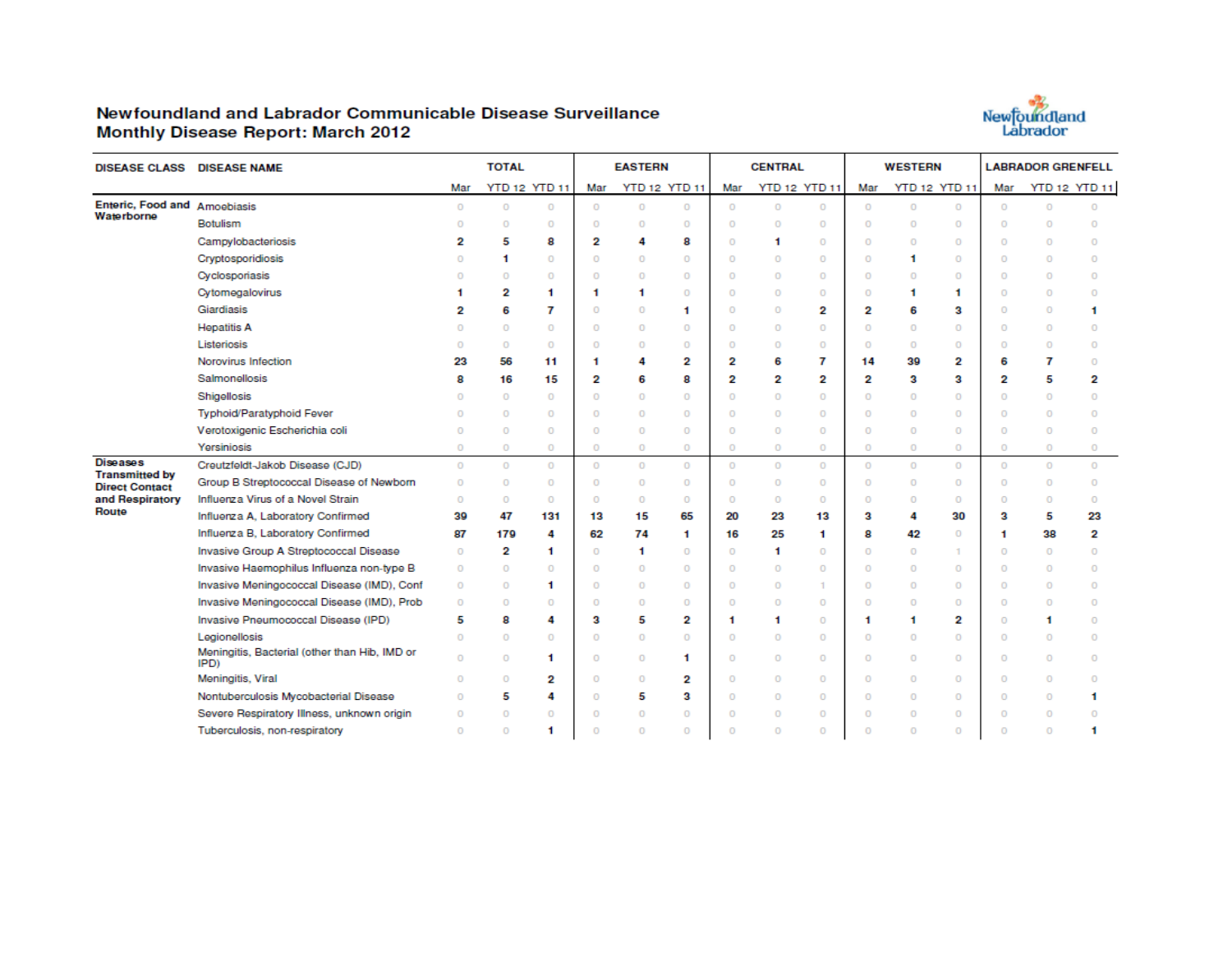# Newfoundland and Labrador Communicable Disease Surveillance
## Monthly Disease Report: March 2012

| DISEASE CLASS | DISEASE NAME | TOTAL | | | EASTERN | | | CENTRAL | | | WESTERN | | | LABRADOR GRENFELL | | |
|---|---|---|---|---|---|---|---|---|---|---|---|---|---|---|---|---|
| | | Mar | YTD 12 | YTD 11 | Mar | YTD 12 | YTD 11 | Mar | YTD 12 | YTD 11 | Mar | YTD 12 | YTD 11 | Mar | YTD 12 | YTD 11 |
| Enteric, Food and Waterborne | Amoebiasis | 0 | 0 | 0 | 0 | 0 | 0 | 0 | 0 | 0 | 0 | 0 | 0 | 0 | 0 | 0 |
| | Botulism | 0 | 0 | 0 | 0 | 0 | 0 | 0 | 0 | 0 | 0 | 0 | 0 | 0 | 0 | 0 |
| | Campylobacteriosis | 2 | 5 | 8 | 2 | 4 | 8 | 0 | 1 | 0 | 0 | 0 | 0 | 0 | 0 | 0 |
| | Cryptosporidiosis | 0 | 1 | 0 | 0 | 0 | 0 | 0 | 0 | 0 | 0 | 1 | 0 | 0 | 0 | 0 |
| | Cyclosporiasis | 0 | 0 | 0 | 0 | 0 | 0 | 0 | 0 | 0 | 0 | 0 | 0 | 0 | 0 | 0 |
| | Cytomegalovirus | 1 | 2 | 1 | 1 | 1 | 0 | 0 | 0 | 0 | 0 | 1 | 1 | 0 | 0 | 0 |
| | Giardiasis | 2 | 6 | 7 | 0 | 0 | 1 | 0 | 0 | 2 | 2 | 6 | 3 | 0 | 0 | 1 |
| | Hepatitis A | 0 | 0 | 0 | 0 | 0 | 0 | 0 | 0 | 0 | 0 | 0 | 0 | 0 | 0 | 0 |
| | Listeriosis | 0 | 0 | 0 | 0 | 0 | 0 | 0 | 0 | 0 | 0 | 0 | 0 | 0 | 0 | 0 |
| | Norovirus Infection | 23 | 56 | 11 | 1 | 4 | 2 | 2 | 6 | 7 | 14 | 39 | 2 | 6 | 7 | 0 |
| | Salmonellosis | 8 | 16 | 15 | 2 | 6 | 8 | 2 | 2 | 2 | 2 | 3 | 3 | 2 | 5 | 2 |
| | Shigellosis | 0 | 0 | 0 | 0 | 0 | 0 | 0 | 0 | 0 | 0 | 0 | 0 | 0 | 0 | 0 |
| | Typhoid/Paratyphoid Fever | 0 | 0 | 0 | 0 | 0 | 0 | 0 | 0 | 0 | 0 | 0 | 0 | 0 | 0 | 0 |
| | Verotoxigenic Escherichia coli | 0 | 0 | 0 | 0 | 0 | 0 | 0 | 0 | 0 | 0 | 0 | 0 | 0 | 0 | 0 |
| | Yersiniosis | 0 | 0 | 0 | 0 | 0 | 0 | 0 | 0 | 0 | 0 | 0 | 0 | 0 | 0 | 0 |
| Diseases Transmitted by Direct Contact and Respiratory Route | Creutzfeldt-Jakob Disease (CJD) | 0 | 0 | 0 | 0 | 0 | 0 | 0 | 0 | 0 | 0 | 0 | 0 | 0 | 0 | 0 |
| | Group B Streptococcal Disease of Newborn | 0 | 0 | 0 | 0 | 0 | 0 | 0 | 0 | 0 | 0 | 0 | 0 | 0 | 0 | 0 |
| | Influenza Virus of a Novel Strain | 0 | 0 | 0 | 0 | 0 | 0 | 0 | 0 | 0 | 0 | 0 | 0 | 0 | 0 | 0 |
| | Influenza A, Laboratory Confirmed | 39 | 47 | 131 | 13 | 15 | 65 | 20 | 23 | 13 | 3 | 4 | 30 | 3 | 5 | 23 |
| | Influenza B, Laboratory Confirmed | 87 | 179 | 4 | 62 | 74 | 1 | 16 | 25 | 1 | 8 | 42 | 0 | 1 | 38 | 2 |
| | Invasive Group A Streptococcal Disease | 0 | 2 | 1 | 0 | 1 | 0 | 0 | 1 | 0 | 0 | 0 | 1 | 0 | 0 | 0 |
| | Invasive Haemophilus Influenza non-type B | 0 | 0 | 0 | 0 | 0 | 0 | 0 | 0 | 0 | 0 | 0 | 0 | 0 | 0 | 0 |
| | Invasive Meningococcal Disease (IMD), Conf | 0 | 0 | 1 | 0 | 0 | 0 | 0 | 0 | 1 | 0 | 0 | 0 | 0 | 0 | 0 |
| | Invasive Meningococcal Disease (IMD), Prob | 0 | 0 | 0 | 0 | 0 | 0 | 0 | 0 | 0 | 0 | 0 | 0 | 0 | 0 | 0 |
| | Invasive Pneumococcal Disease (IPD) | 5 | 8 | 4 | 3 | 5 | 2 | 1 | 1 | 0 | 1 | 1 | 2 | 0 | 1 | 0 |
| | Legionellosis | 0 | 0 | 0 | 0 | 0 | 0 | 0 | 0 | 0 | 0 | 0 | 0 | 0 | 0 | 0 |
| | Meningitis, Bacterial (other than Hib, IMD or IPD) | 0 | 0 | 1 | 0 | 0 | 1 | 0 | 0 | 0 | 0 | 0 | 0 | 0 | 0 | 0 |
| | Meningitis, Viral | 0 | 0 | 2 | 0 | 0 | 2 | 0 | 0 | 0 | 0 | 0 | 0 | 0 | 0 | 0 |
| | Nontuberculosis Mycobacterial Disease | 0 | 5 | 4 | 0 | 5 | 3 | 0 | 0 | 0 | 0 | 0 | 0 | 0 | 0 | 1 |
| | Severe Respiratory Illness, unknown origin | 0 | 0 | 0 | 0 | 0 | 0 | 0 | 0 | 0 | 0 | 0 | 0 | 0 | 0 | 0 |
| | Tuberculosis, non-respiratory | 0 | 0 | 1 | 0 | 0 | 0 | 0 | 0 | 0 | 0 | 0 | 0 | 0 | 0 | 1 |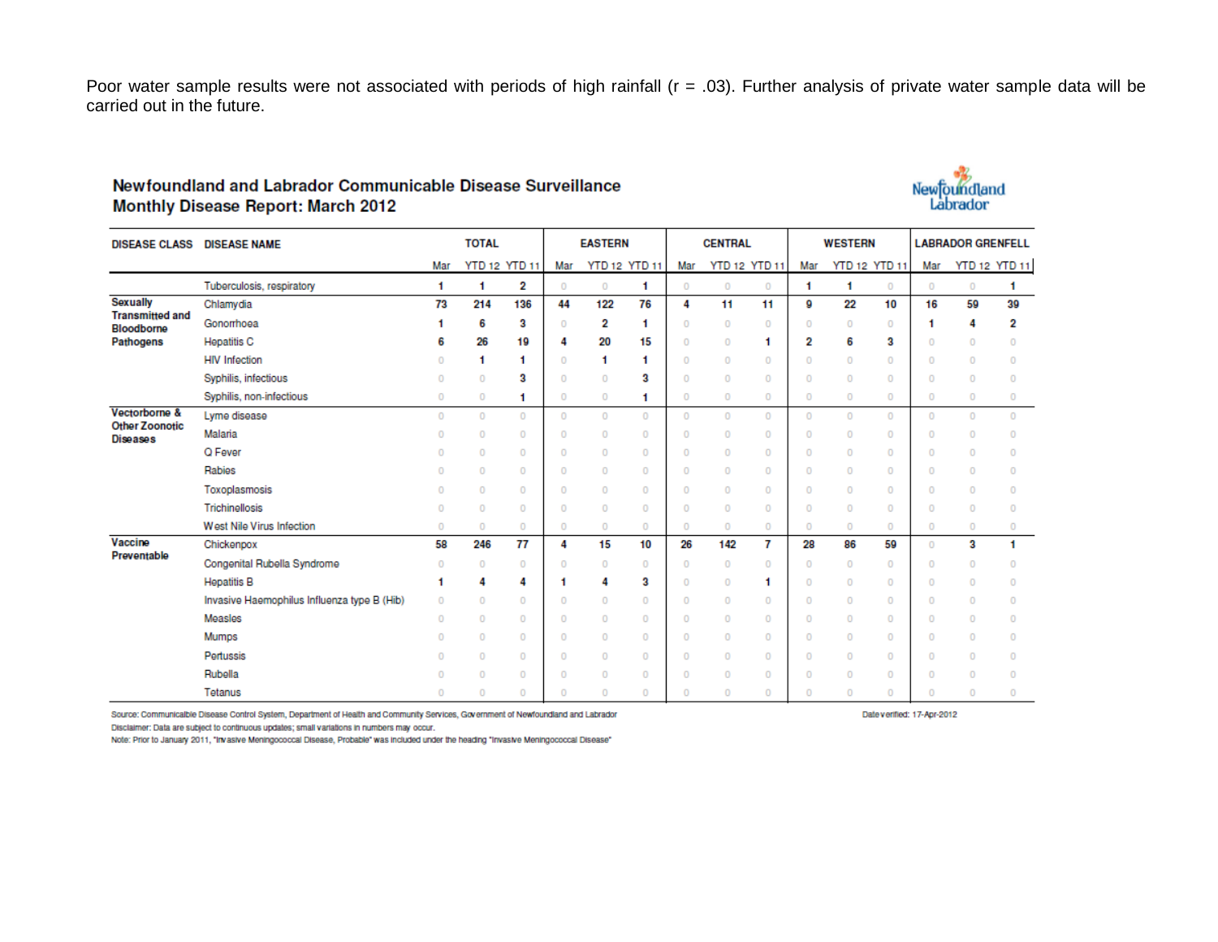Poor water sample results were not associated with periods of high rainfall (r = .03). Further analysis of private water sample data will be carried out in the future.

## Newfoundland and Labrador Communicable Disease Surveillance
## Monthly Disease Report: March 2012

Newfoundland Labrador

| DISEASE CLASS | DISEASE NAME | TOTAL | | | EASTERN | | | CENTRAL | | | WESTERN | | | LABRADOR GRENFELL | | |
|---|---|---|---|---|---|---|---|---|---|---|---|---|---|---|---|---|
| | | Mar | YTD 12 | YTD 11 | Mar | YTD 12 | YTD 11 | Mar | YTD 12 | YTD 11 | Mar | YTD 12 | YTD 11 | Mar | YTD 12 | YTD 11 |
| | Tuberculosis, respiratory | 1 | 1 | 2 | 0 | 0 | 1 | 0 | 0 | 0 | 1 | 1 | 0 | 0 | 0 | 1 |
| Sexually Transmitted and Bloodborne Pathogens | Chlamydia | 73 | 214 | 136 | 44 | 122 | 76 | 4 | 11 | 11 | 9 | 22 | 10 | 16 | 59 | 39 |
| | Gonorrhoea | 1 | 6 | 3 | 0 | 2 | 1 | 0 | 0 | 0 | 0 | 0 | 0 | 1 | 4 | 2 |
| | Hepatitis C | 6 | 26 | 19 | 4 | 20 | 15 | 0 | 0 | 1 | 2 | 6 | 3 | 0 | 0 | 0 |
| | HIV Infection | 0 | 1 | 1 | 0 | 1 | 1 | 0 | 0 | 0 | 0 | 0 | 0 | 0 | 0 | 0 |
| | Syphilis, infectious | 0 | 0 | 3 | 0 | 0 | 3 | 0 | 0 | 0 | 0 | 0 | 0 | 0 | 0 | 0 |
| | Syphilis, non-infectious | 0 | 0 | 1 | 0 | 0 | 1 | 0 | 0 | 0 | 0 | 0 | 0 | 0 | 0 | 0 |
| Vectorborne & Other Zoonotic Diseases | Lyme disease | 0 | 0 | 0 | 0 | 0 | 0 | 0 | 0 | 0 | 0 | 0 | 0 | 0 | 0 | 0 |
| | Malaria | 0 | 0 | 0 | 0 | 0 | 0 | 0 | 0 | 0 | 0 | 0 | 0 | 0 | 0 | 0 |
| | Q Fever | 0 | 0 | 0 | 0 | 0 | 0 | 0 | 0 | 0 | 0 | 0 | 0 | 0 | 0 | 0 |
| | Rabies | 0 | 0 | 0 | 0 | 0 | 0 | 0 | 0 | 0 | 0 | 0 | 0 | 0 | 0 | 0 |
| | Toxoplasmosis | 0 | 0 | 0 | 0 | 0 | 0 | 0 | 0 | 0 | 0 | 0 | 0 | 0 | 0 | 0 |
| | Trichinellosis | 0 | 0 | 0 | 0 | 0 | 0 | 0 | 0 | 0 | 0 | 0 | 0 | 0 | 0 | 0 |
| | West Nile Virus Infection | 0 | 0 | 0 | 0 | 0 | 0 | 0 | 0 | 0 | 0 | 0 | 0 | 0 | 0 | 0 |
| Vaccine Preventable | Chickenpox | 58 | 246 | 77 | 4 | 15 | 10 | 26 | 142 | 7 | 28 | 86 | 59 | 0 | 3 | 1 |
| | Congenital Rubella Syndrome | 0 | 0 | 0 | 0 | 0 | 0 | 0 | 0 | 0 | 0 | 0 | 0 | 0 | 0 | 0 |
| | Hepatitis B | 1 | 4 | 4 | 1 | 4 | 3 | 0 | 0 | 1 | 0 | 0 | 0 | 0 | 0 | 0 |
| | Invasive Haemophilus Influenza type B (Hib) | 0 | 0 | 0 | 0 | 0 | 0 | 0 | 0 | 0 | 0 | 0 | 0 | 0 | 0 | 0 |
| | Measles | 0 | 0 | 0 | 0 | 0 | 0 | 0 | 0 | 0 | 0 | 0 | 0 | 0 | 0 | 0 |
| | Mumps | 0 | 0 | 0 | 0 | 0 | 0 | 0 | 0 | 0 | 0 | 0 | 0 | 0 | 0 | 0 |
| | Pertussis | 0 | 0 | 0 | 0 | 0 | 0 | 0 | 0 | 0 | 0 | 0 | 0 | 0 | 0 | 0 |
| | Rubella | 0 | 0 | 0 | 0 | 0 | 0 | 0 | 0 | 0 | 0 | 0 | 0 | 0 | 0 | 0 |
| | Tetanus | 0 | 0 | 0 | 0 | 0 | 0 | 0 | 0 | 0 | 0 | 0 | 0 | 0 | 0 | 0 |

Source: Communicalble Disease Control System, Department of Health and Community Services, Government of Newfoundland and Labrador

Disclaimer: Data are subject to continuous updates; small variations in numbers may occur.

Note: Prior to January 2011, "Invasive Meningococcal Disease, Probable" was included under the heading "Invasive Meningococcal Disease"

Date verified: 17-Apr-2012